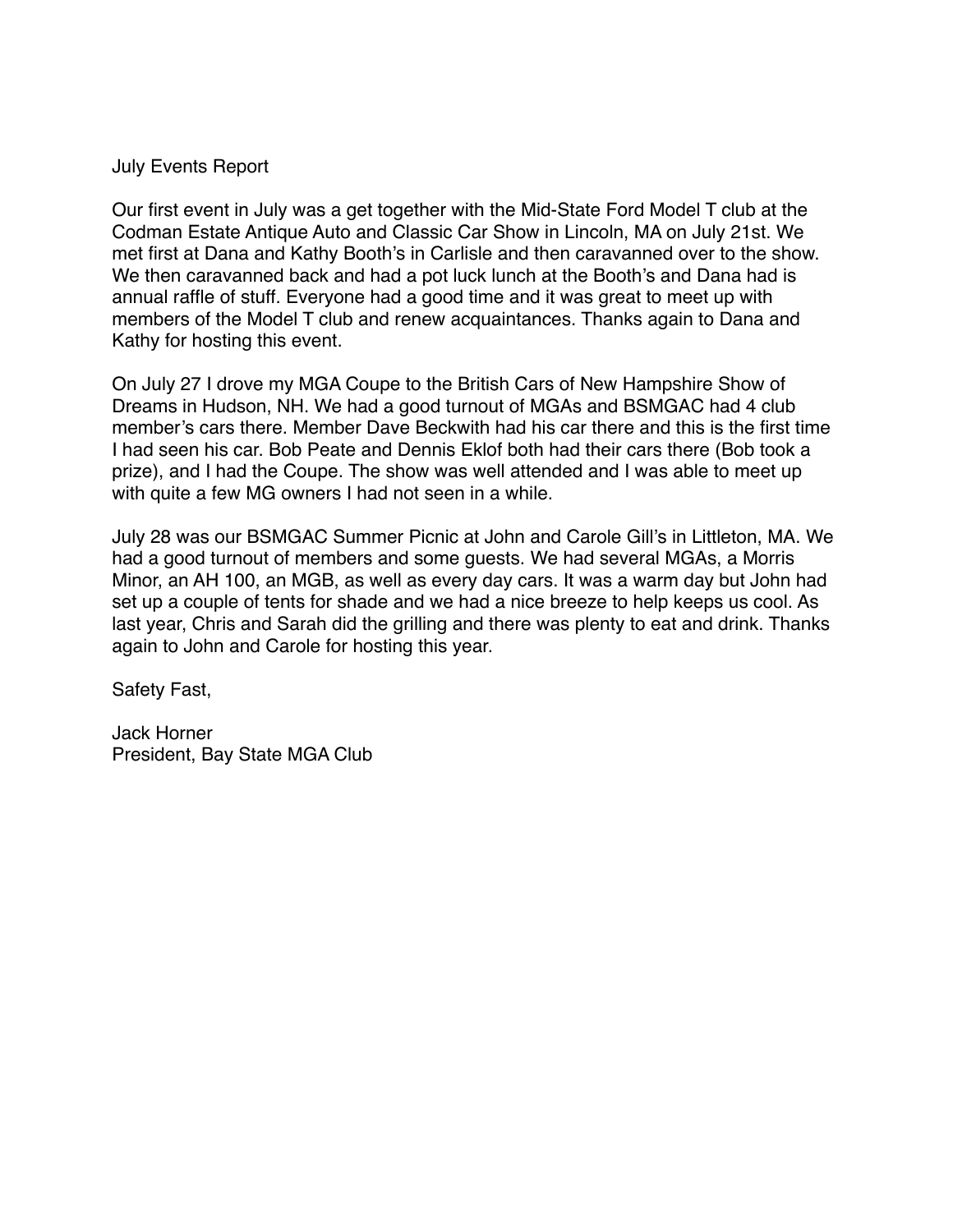July Events Report

Our first event in July was a get together with the Mid-State Ford Model T club at the Codman Estate Antique Auto and Classic Car Show in Lincoln, MA on July 21st. We met first at Dana and Kathy Booth's in Carlisle and then caravanned over to the show. We then caravanned back and had a pot luck lunch at the Booth's and Dana had is annual raffle of stuff. Everyone had a good time and it was great to meet up with members of the Model T club and renew acquaintances. Thanks again to Dana and Kathy for hosting this event.

On July 27 I drove my MGA Coupe to the British Cars of New Hampshire Show of Dreams in Hudson, NH. We had a good turnout of MGAs and BSMGAC had 4 club member's cars there. Member Dave Beckwith had his car there and this is the first time I had seen his car. Bob Peate and Dennis Eklof both had their cars there (Bob took a prize), and I had the Coupe. The show was well attended and I was able to meet up with quite a few MG owners I had not seen in a while.

July 28 was our BSMGAC Summer Picnic at John and Carole Gill's in Littleton, MA. We had a good turnout of members and some guests. We had several MGAs, a Morris Minor, an AH 100, an MGB, as well as every day cars. It was a warm day but John had set up a couple of tents for shade and we had a nice breeze to help keeps us cool. As last year, Chris and Sarah did the grilling and there was plenty to eat and drink. Thanks again to John and Carole for hosting this year.

Safety Fast,

Jack Horner
President, Bay State MGA Club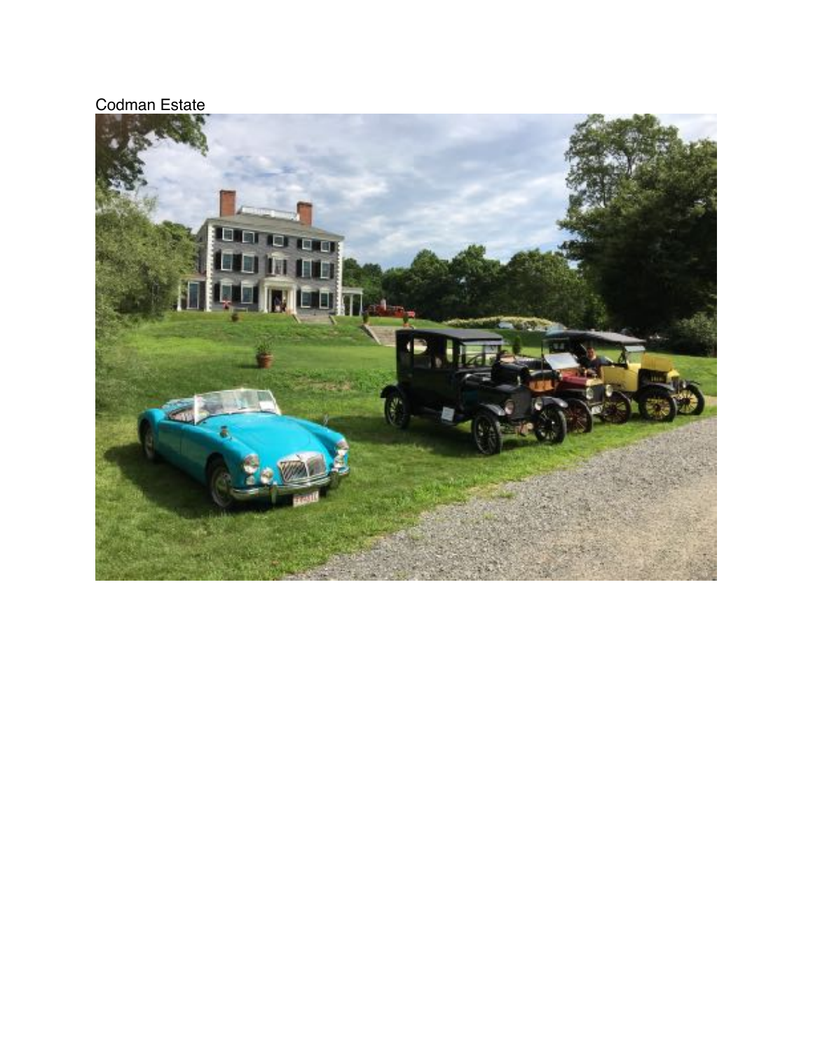Codman Estate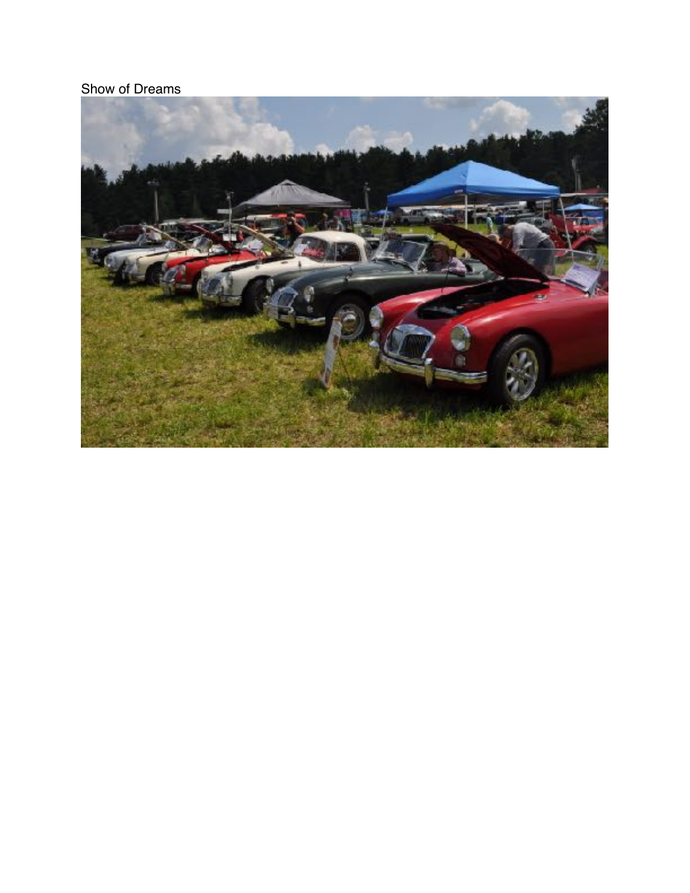Show of Dreams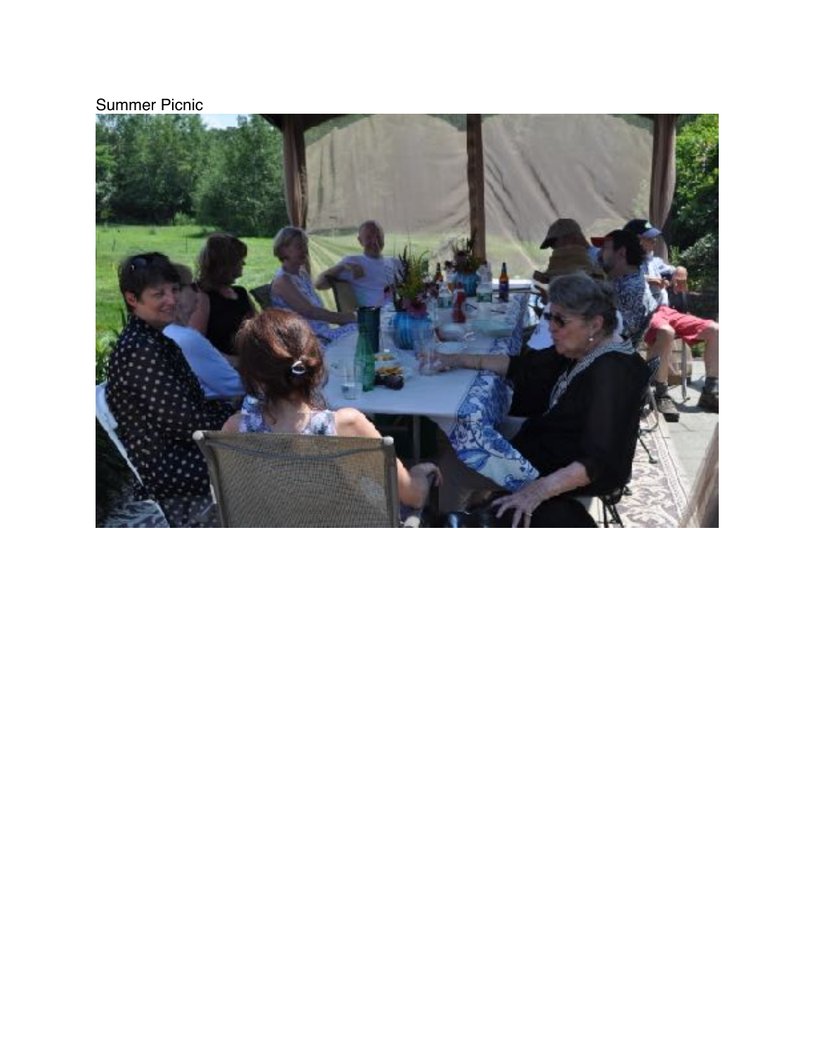Summer Picnic